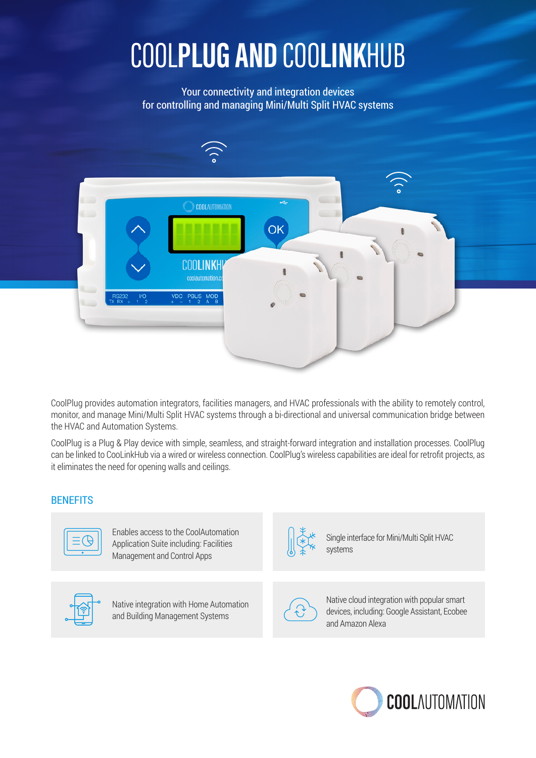# COOLPLUG AND COOLINKHUB

Your connectivity and integration devices
for controlling and managing Mini/Multi Split HVAC systems

CoolPlug provides automation integrators, facilities managers, and HVAC professionals with the ability to remotely control, monitor, and manage Mini/Multi Split HVAC systems through a bi-directional and universal communication bridge between the HVAC and Automation Systems.

CoolPlug is a Plug & Play device with simple, seamless, and straight-forward integration and installation processes. CoolPlug can be linked to CooLinkHub via a wired or wireless connection. CoolPlug's wireless capabilities are ideal for retrofit projects, as it eliminates the need for opening walls and ceilings.

## BENEFITS

- Enables access to the CoolAutomation Application Suite including: Facilities Management and Control Apps
- Single interface for Mini/Multi Split HVAC systems
- Native integration with Home Automation and Building Management Systems
- Native cloud integration with popular smart devices, including: Google Assistant, Ecobee and Amazon Alexa

COOLAUTOMATION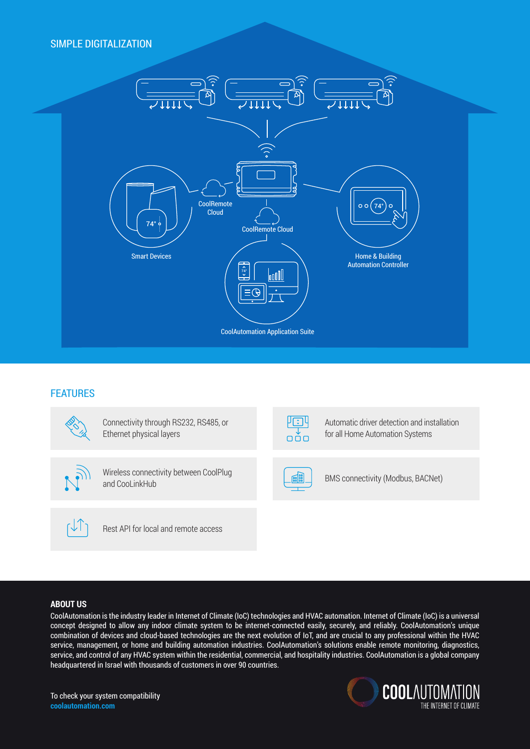## SIMPLE DIGITALIZATION

CoolRemote Cloud

CoolRemote Cloud

Smart Devices

74°

Home & Building Automation Controller

74°

CoolAutomation Application Suite

## FEATURES

- Connectivity through RS232, RS485, or Ethernet physical layers
- Automatic driver detection and installation for all Home Automation Systems
- Wireless connectivity between CoolPlug and CoolLinkHub
- BMS connectivity (Modbus, BACNet)
- Rest API for local and remote access

## ABOUT US

CoolAutomation is the industry leader in Internet of Climate (IoC) technologies and HVAC automation. Internet of Climate (IoC) is a universal concept designed to allow any indoor climate system to be internet-connected easily, securely, and reliably. CoolAutomation's unique combination of devices and cloud-based technologies are the next evolution of IoT, and are crucial to any professional within the HVAC service, management, or home and building automation industries. CoolAutomation's solutions enable remote monitoring, diagnostics, service, and control of any HVAC system within the residential, commercial, and hospitality industries. CoolAutomation is a global company headquartered in Israel with thousands of customers in over 90 countries.

To check your system compatibility
**coolautomation.com**

COOLAUTOMATION
THE INTERNET OF CLIMATE